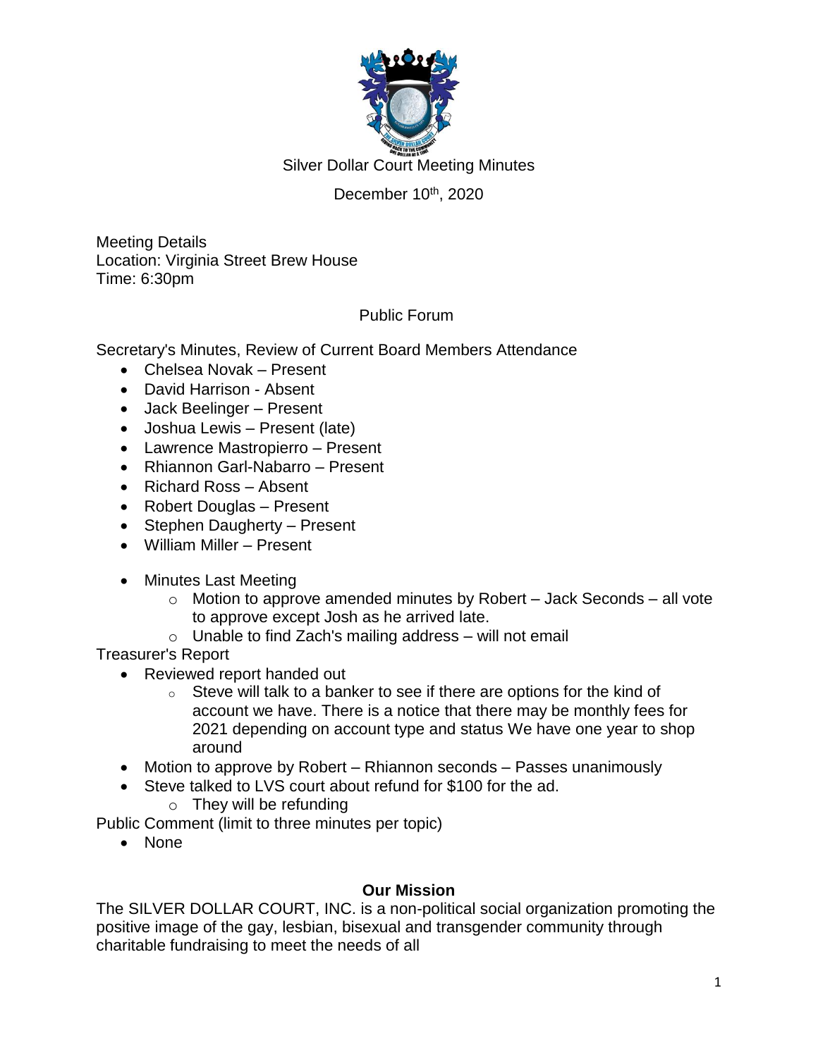Silver Dollar Court Meeting Minutes

December 10th, 2020

Meeting Details
Location: Virginia Street Brew House
Time: 6:30pm

Public Forum

Secretary's Minutes, Review of Current Board Members Attendance

- Chelsea Novak – Present
- David Harrison - Absent
- Jack Beelinger – Present
- Joshua Lewis – Present (late)
- Lawrence Mastropierro – Present
- Rhiannon Garl-Nabarro – Present
- Richard Ross – Absent
- Robert Douglas – Present
- Stephen Daugherty – Present
- William Miller – Present

- Minutes Last Meeting
  - Motion to approve amended minutes by Robert – Jack Seconds – all vote to approve except Josh as he arrived late.
  - Unable to find Zach's mailing address – will not email

Treasurer's Report

- Reviewed report handed out
  - Steve will talk to a banker to see if there are options for the kind of account we have. There is a notice that there may be monthly fees for 2021 depending on account type and status We have one year to shop around
- Motion to approve by Robert – Rhiannon seconds – Passes unanimously
- Steve talked to LVS court about refund for $100 for the ad.
  - They will be refunding

Public Comment (limit to three minutes per topic)

- None

**Our Mission**

The SILVER DOLLAR COURT, INC. is a non-political social organization promoting the positive image of the gay, lesbian, bisexual and transgender community through charitable fundraising to meet the needs of all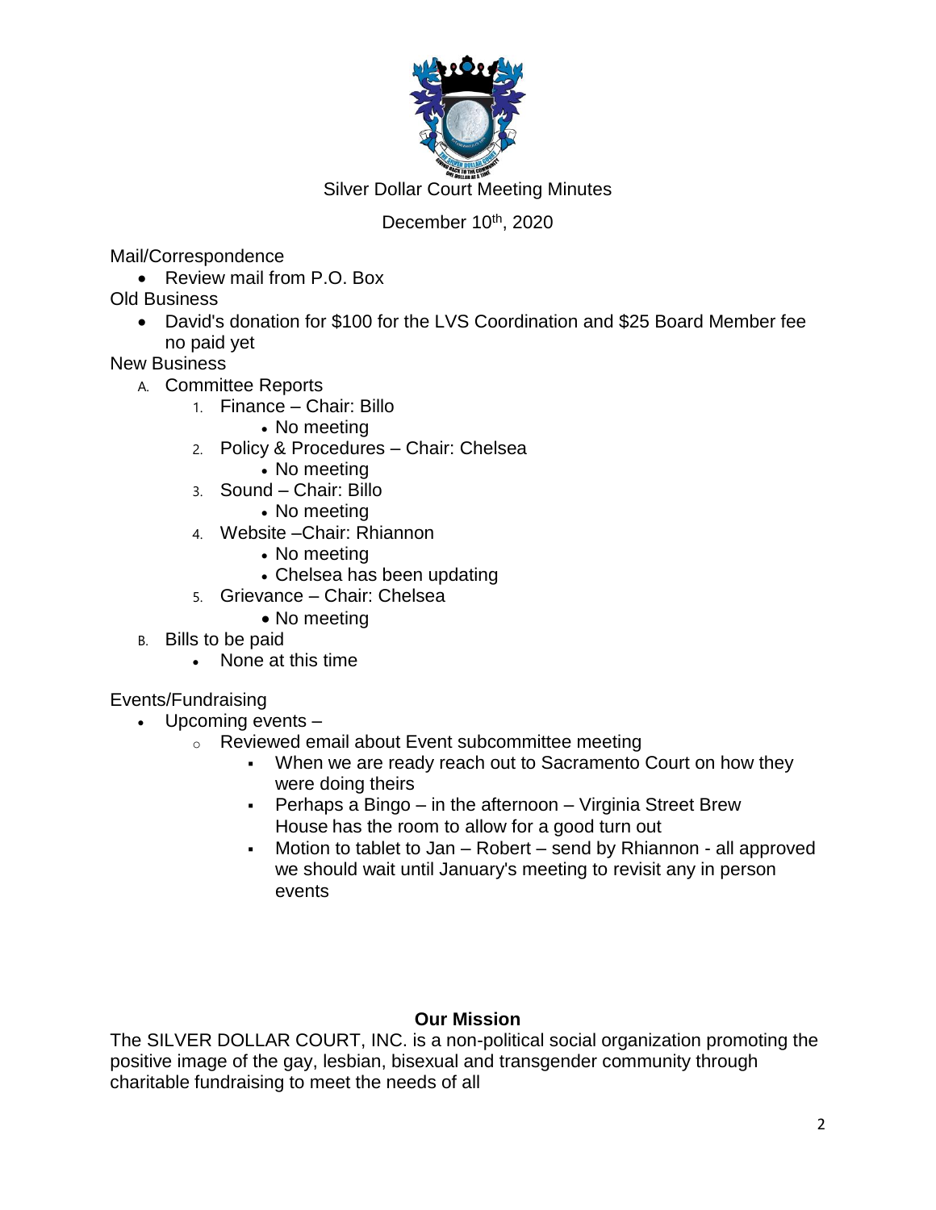Silver Dollar Court Meeting Minutes

December 10th, 2020

Mail/Correspondence

- Review mail from P.O. Box

Old Business

- David's donation for $100 for the LVS Coordination and $25 Board Member fee no paid yet

New Business

A. Committee Reports
   1. Finance – Chair: Billo
      - No meeting
   2. Policy & Procedures – Chair: Chelsea
      - No meeting
   3. Sound – Chair: Billo
      - No meeting
   4. Website –Chair: Rhiannon
      - No meeting
      - Chelsea has been updating
   5. Grievance – Chair: Chelsea
      - No meeting
B. Bills to be paid
   - None at this time

Events/Fundraising

- Upcoming events –
  - Reviewed email about Event subcommittee meeting
    - When we are ready reach out to Sacramento Court on how they were doing theirs
    - Perhaps a Bingo – in the afternoon – Virginia Street Brew House has the room to allow for a good turn out
    - Motion to tablet to Jan – Robert – send by Rhiannon - all approved we should wait until January's meeting to revisit any in person events

**Our Mission**

The SILVER DOLLAR COURT, INC. is a non-political social organization promoting the positive image of the gay, lesbian, bisexual and transgender community through charitable fundraising to meet the needs of all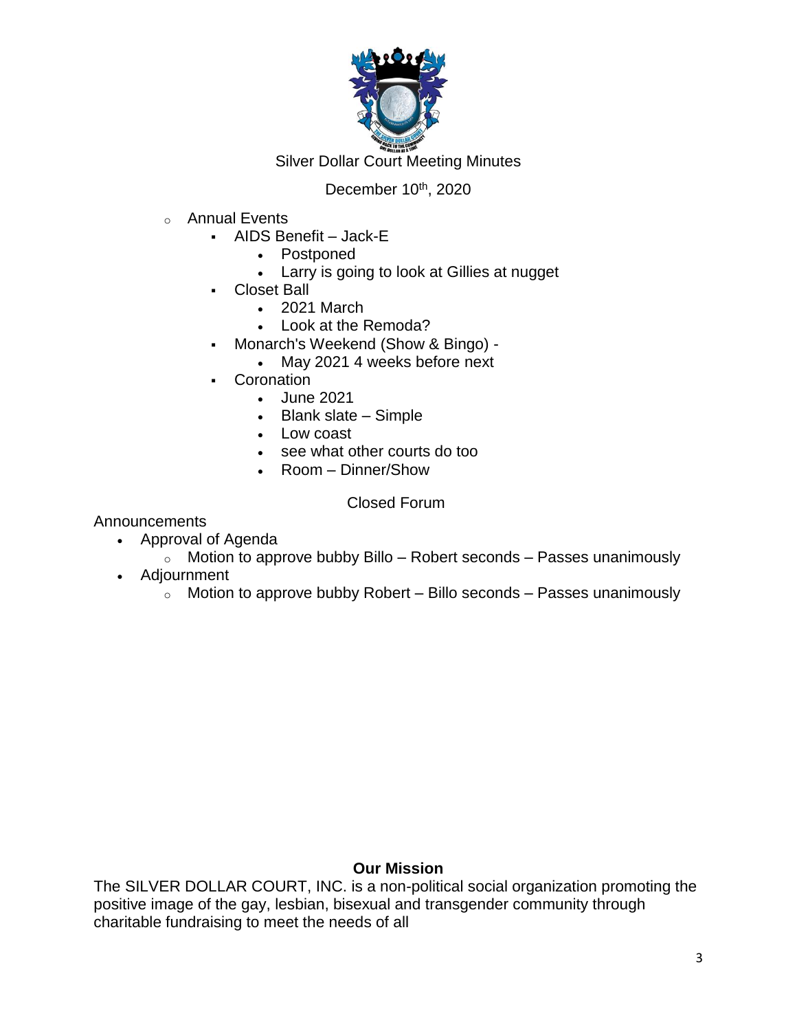Silver Dollar Court Meeting Minutes

December 10th, 2020

- Annual Events
  - AIDS Benefit – Jack-E
    - Postponed
    - Larry is going to look at Gillies at nugget
  - Closet Ball
    - 2021 March
    - Look at the Remoda?
  - Monarch's Weekend (Show & Bingo) -
    - May 2021 4 weeks before next
  - Coronation
    - June 2021
    - Blank slate – Simple
    - Low coast
    - see what other courts do too
    - Room – Dinner/Show

Closed Forum

Announcements

- Approval of Agenda
  - Motion to approve bubby Billo – Robert seconds – Passes unanimously
- Adjournment
  - Motion to approve bubby Robert – Billo seconds – Passes unanimously

**Our Mission**

The SILVER DOLLAR COURT, INC. is a non-political social organization promoting the positive image of the gay, lesbian, bisexual and transgender community through charitable fundraising to meet the needs of all